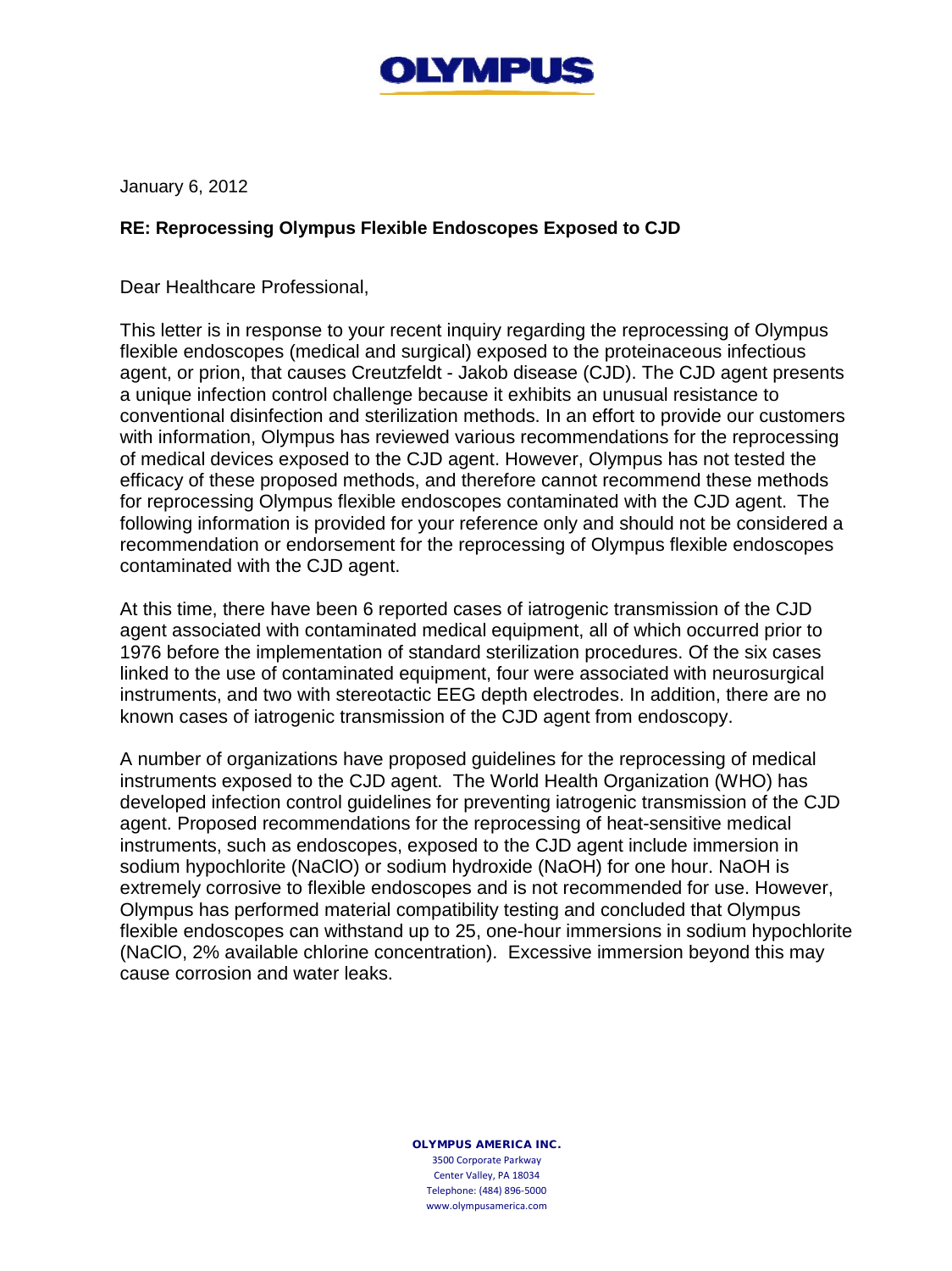OLYMPUS

January 6, 2012

**RE: Reprocessing Olympus Flexible Endoscopes Exposed to CJD**

Dear Healthcare Professional,

This letter is in response to your recent inquiry regarding the reprocessing of Olympus flexible endoscopes (medical and surgical) exposed to the proteinaceous infectious agent, or prion, that causes Creutzfeldt - Jakob disease (CJD). The CJD agent presents a unique infection control challenge because it exhibits an unusual resistance to conventional disinfection and sterilization methods. In an effort to provide our customers with information, Olympus has reviewed various recommendations for the reprocessing of medical devices exposed to the CJD agent. However, Olympus has not tested the efficacy of these proposed methods, and therefore cannot recommend these methods for reprocessing Olympus flexible endoscopes contaminated with the CJD agent. The following information is provided for your reference only and should not be considered a recommendation or endorsement for the reprocessing of Olympus flexible endoscopes contaminated with the CJD agent.

At this time, there have been 6 reported cases of iatrogenic transmission of the CJD agent associated with contaminated medical equipment, all of which occurred prior to 1976 before the implementation of standard sterilization procedures. Of the six cases linked to the use of contaminated equipment, four were associated with neurosurgical instruments, and two with stereotactic EEG depth electrodes. In addition, there are no known cases of iatrogenic transmission of the CJD agent from endoscopy.

A number of organizations have proposed guidelines for the reprocessing of medical instruments exposed to the CJD agent. The World Health Organization (WHO) has developed infection control guidelines for preventing iatrogenic transmission of the CJD agent. Proposed recommendations for the reprocessing of heat-sensitive medical instruments, such as endoscopes, exposed to the CJD agent include immersion in sodium hypochlorite (NaClO) or sodium hydroxide (NaOH) for one hour. NaOH is extremely corrosive to flexible endoscopes and is not recommended for use. However, Olympus has performed material compatibility testing and concluded that Olympus flexible endoscopes can withstand up to 25, one-hour immersions in sodium hypochlorite (NaClO, 2% available chlorine concentration). Excessive immersion beyond this may cause corrosion and water leaks.

**OLYMPUS AMERICA INC.**
3500 Corporate Parkway
Center Valley, PA 18034
Telephone: (484) 896-5000
www.olympusamerica.com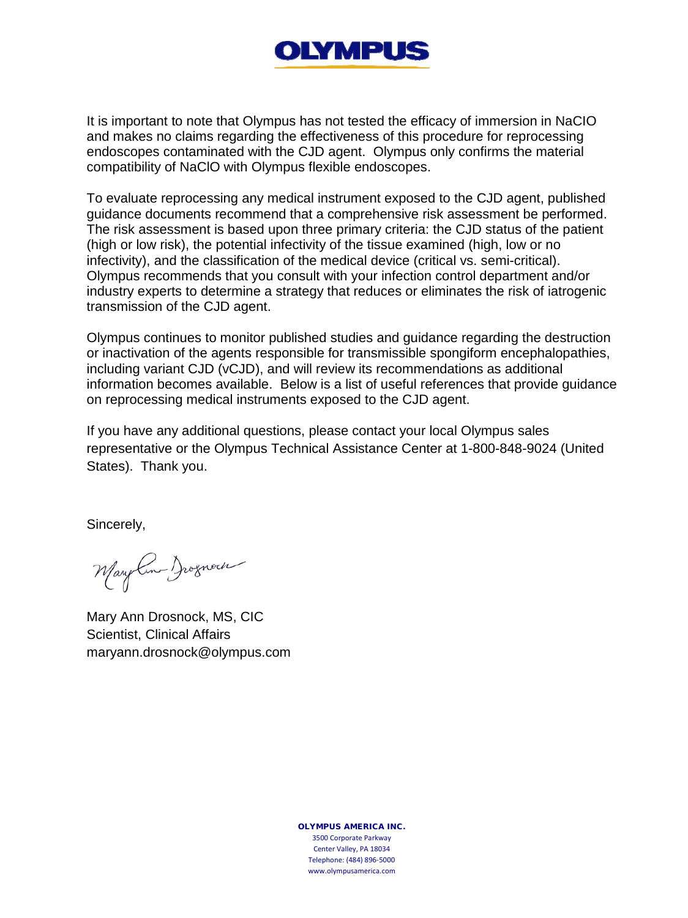It is important to note that Olympus has not tested the efficacy of immersion in NaClO and makes no claims regarding the effectiveness of this procedure for reprocessing endoscopes contaminated with the CJD agent. Olympus only confirms the material compatibility of NaClO with Olympus flexible endoscopes.

To evaluate reprocessing any medical instrument exposed to the CJD agent, published guidance documents recommend that a comprehensive risk assessment be performed. The risk assessment is based upon three primary criteria: the CJD status of the patient (high or low risk), the potential infectivity of the tissue examined (high, low or no infectivity), and the classification of the medical device (critical vs. semi-critical). Olympus recommends that you consult with your infection control department and/or industry experts to determine a strategy that reduces or eliminates the risk of iatrogenic transmission of the CJD agent.

Olympus continues to monitor published studies and guidance regarding the destruction or inactivation of the agents responsible for transmissible spongiform encephalopathies, including variant CJD (vCJD), and will review its recommendations as additional information becomes available. Below is a list of useful references that provide guidance on reprocessing medical instruments exposed to the CJD agent.

If you have any additional questions, please contact your local Olympus sales representative or the Olympus Technical Assistance Center at 1-800-848-9024 (United States). Thank you.

Sincerely,

Mary Ann Drosnock, MS, CIC
Scientist, Clinical Affairs
maryann.drosnock@olympus.com

**OLYMPUS AMERICA INC.**
3500 Corporate Parkway
Center Valley, PA 18034
Telephone: (484) 896-5000
www.olympusamerica.com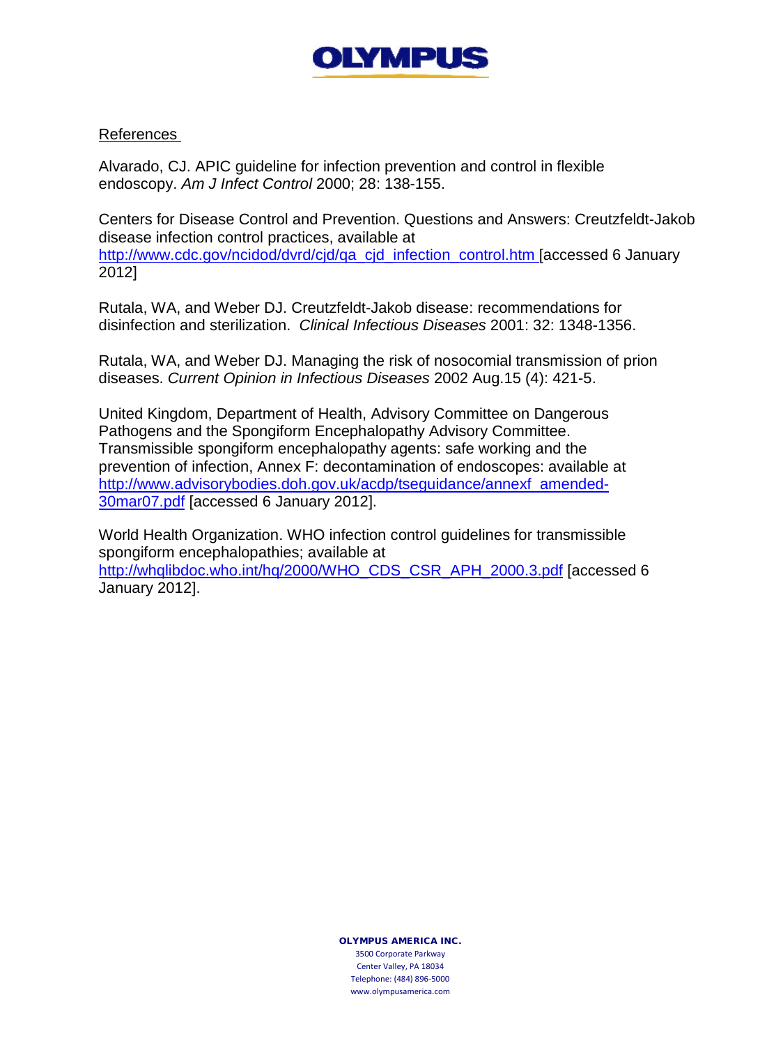## References

Alvarado, CJ. APIC guideline for infection prevention and control in flexible endoscopy. *Am J Infect Control* 2000; 28: 138-155.

Centers for Disease Control and Prevention. Questions and Answers: Creutzfeldt-Jakob disease infection control practices, available at http://www.cdc.gov/ncidod/dvrd/cjd/qa_cjd_infection_control.htm [accessed 6 January 2012]

Rutala, WA, and Weber DJ. Creutzfeldt-Jakob disease: recommendations for disinfection and sterilization. *Clinical Infectious Diseases* 2001: 32: 1348-1356.

Rutala, WA, and Weber DJ. Managing the risk of nosocomial transmission of prion diseases. *Current Opinion in Infectious Diseases* 2002 Aug.15 (4): 421-5.

United Kingdom, Department of Health, Advisory Committee on Dangerous Pathogens and the Spongiform Encephalopathy Advisory Committee. Transmissible spongiform encephalopathy agents: safe working and the prevention of infection, Annex F: decontamination of endoscopes: available at http://www.advisorybodies.doh.gov.uk/acdp/tseguidance/annexf_amended-30mar07.pdf [accessed 6 January 2012].

World Health Organization. WHO infection control guidelines for transmissible spongiform encephalopathies; available at http://whqlibdoc.who.int/hq/2000/WHO_CDS_CSR_APH_2000.3.pdf [accessed 6 January 2012].

**OLYMPUS AMERICA INC.**
3500 Corporate Parkway
Center Valley, PA 18034
Telephone: (484) 896-5000
www.olympusamerica.com